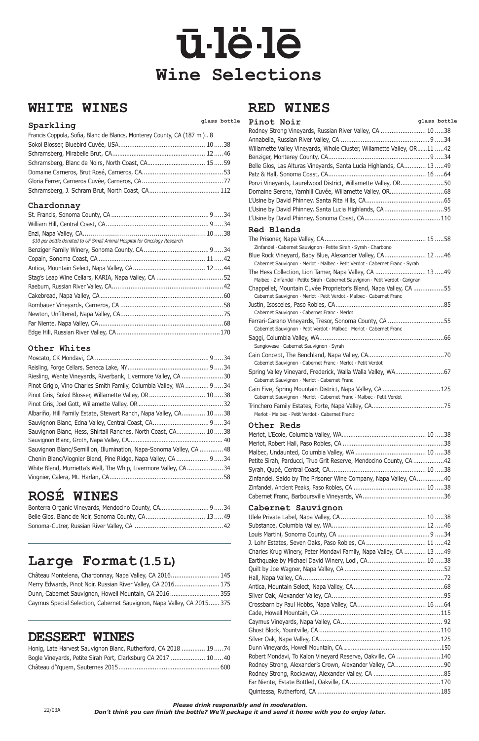# ū·lë·lē

# Wine Selections

## WHITE WINES

### Sparkling

| | glass | bottle |
|---|---|---|
| Francis Coppola, Sofia, Blanc de Blancs, Monterey County, CA (187 ml) | | 8 |
| Sokol Blosser, Bluebird Cuvée, USA | 10 | 38 |
| Schramsberg, Mirabelle Brut, CA | 12 | 46 |
| Schramsberg, Blanc de Noirs, North Coast, CA | 15 | 59 |
| Domaine Carneros, Brut Rosé, Carneros, CA | | 53 |
| Gloria Ferrer, Carneros Cuvée, Carneros, CA | | 77 |
| Schramsberg, J. Schram Brut, North Coast, CA | | 112 |

### Chardonnay

| | glass | bottle |
|---|---|---|
| St. Francis, Sonoma County, CA | 9 | 34 |
| William Hill, Central Coast, CA | 9 | 34 |
| Enzi, Napa Valley, CA<br>*$10 per bottle donated to UF Small Animal Hospital for Oncology Research* | 10 | 38 |
| Benziger Family Winery, Sonoma County, CA | 9 | 34 |
| Copain, Sonoma Coast, CA | 11 | 42 |
| Antica, Mountain Select, Napa Valley, CA | 12 | 44 |
| Stag's Leap Wine Cellars, KARIA, Napa Valley, CA | | 52 |
| Raeburn, Russian River Valley, CA | | 42 |
| Cakebread, Napa Valley, CA | | 60 |
| Rombauer Vineyards, Carneros, CA | | 58 |
| Newton, Unfiltered, Napa Valley, CA | | 75 |
| Far Niente, Napa Valley, CA | | 68 |
| Edge Hill, Russian River Valley, CA | | 170 |

### Other Whites

| | glass | bottle |
|---|---|---|
| Moscato, CK Mondavi, CA | 9 | 34 |
| Reisling, Forge Cellars, Seneca Lake, NY | 9 | 34 |
| Riesling, Wente Vineyards, Riverbank, Livermore Valley, CA | | 30 |
| Pinot Grigio, Vino Charles Smith Family, Columbia Valley, WA | 9 | 34 |
| Pinot Gris, Sokol Blosser, Willamette Valley, OR | 10 | 38 |
| Pinot Gris, Joel Gott, Willamette Valley, OR | | 32 |
| Albariño, Hill Family Estate, Stewart Ranch, Napa Valley, CA | 10 | 38 |
| Sauvignon Blanc, Edna Valley, Central Coast, CA | 9 | 34 |
| Sauvignon Blanc, Hess, Shirtail Ranches, North Coast, CA | 10 | 38 |
| Sauvignon Blanc, Groth, Napa Valley, CA | | 40 |
| Sauvignon Blanc/Semillion, Illumination, Napa-Sonoma Valley, CA | | 48 |
| Chenin Blanc/Viognier Blend, Pine Ridge, Napa Valley, CA | 9 | 34 |
| White Blend, Murrietta's Well, The Whip, Livermore Valley, CA | | 34 |
| Viognier, Calera, Mt. Harlan, CA | | 58 |

## ROSÉ WINES

| | glass | bottle |
|---|---|---|
| Bonterra Organic Vineyards, Mendocino County, CA | 9 | 34 |
| Belle Glos, Blanc de Noir, Sonoma County, CA | 13 | 49 |
| Sonoma-Cutrer, Russian River Valley, CA | | 42 |

## Large Format (1.5 L)

| | bottle |
|---|---|
| Château Montelena, Chardonnay, Napa Valley, CA 2016 | 145 |
| Merry Edwards, Pinot Noir, Russian River Valley, CA 2016 | 175 |
| Dunn, Cabernet Sauvignon, Howell Mountain, CA 2016 | 355 |
| Caymus Special Selection, Cabernet Sauvignon, Napa Valley, CA 2015 | 375 |

## DESSERT WINES

| | glass | bottle |
|---|---|---|
| Honig, Late Harvest Sauvignon Blanc, Rutherford, CA 2018 | 19 | 74 |
| Bogle Vineyards, Petite Sirah Port, Clarksburg CA 2017 | 10 | 40 |
| Château d'Yquem, Sauternes 2015 | | 600 |

## RED WINES

### Pinot Noir

| | glass | bottle |
|---|---|---|
| Rodney Strong Vineyards, Russian River Valley, CA | 10 | 38 |
| Annabella, Russian River Valley, CA | 9 | 34 |
| Willamette Valley Vineyards, Whole Cluster, Willamette Valley, OR | 11 | 42 |
| Benziger, Monterey County, CA | 9 | 34 |
| Belle Glos, Las Alturas Vineyards, Santa Lucia Highlands, CA | 13 | 49 |
| Patz & Hall, Sonoma Coast, CA | 16 | 64 |
| Ponzi Vineyards, Laurelwood District, Willamette Valley, OR | | 50 |
| Domaine Serene, Yamhill Cuvée, Willamette Valley, OR | | 68 |
| L'Usine by David Phinney, Santa Rita Hills, CA | | 65 |
| L'Usine by David Phinney, Santa Lucia Highlands, CA | | 95 |
| L'Usine by David Phinney, Sonoma Coast, CA | | 110 |

### Red Blends

| | glass | bottle |
|---|---|---|
| The Prisoner, Napa Valley, CA<br>Zinfandel · Cabernet Sauvignon · Petite Sirah · Syrah · Charbono | 15 | 58 |
| Blue Rock Vineyard, Baby Blue, Alexander Valley, CA<br>Cabernet Sauvignon · Merlot · Malbec · Petit Verdot · Cabernet Franc · Syrah | 12 | 46 |
| The Hess Collection, Lion Tamer, Napa Valley, CA<br>Malbec · Zinfandel · Petite Sirah · Cabernet Sauvignon · Petit Verdot · Carignan | 13 | 49 |
| Chappellet, Mountain Cuvée Proprietor's Blend, Napa Valley, CA<br>Cabernet Sauvignon · Merlot · Petit Verdot · Malbec · Cabernet Franc | | 55 |
| Justin, Isosceles, Paso Robles, CA<br>Cabernet Sauvignon · Cabernet Franc · Merlot | | 85 |
| Ferrari-Carano Vineyards, Tresor, Sonoma County, CA<br>Cabernet Sauvignon · Petit Verdot · Malbec · Merlot · Cabernet Franc | | 55 |
| Saggi, Columbia Valley, WA<br>Sangiovese · Cabernet Sauvignon · Syrah | | 66 |
| Cain Concept, The Benchland, Napa Valley, CA<br>Cabernet Sauvignon · Cabernet Franc · Merlot · Petit Verdot | | 70 |
| Spring Valley Vineyard, Frederick, Walla Walla Valley, WA<br>Cabernet Sauvignon · Merlot · Cabernet Franc | | 67 |
| Cain Five, Spring Mountain District, Napa Valley, CA<br>Cabernet Sauvignon · Merlot · Cabernet Franc · Malbec · Petit Verdot | | 125 |
| Trinchero Family Estates, Forte, Napa Valley, CA<br>Merlot · Malbec · Petit Verdot · Cabernet Franc | | 75 |

### Other Reds

| | glass | bottle |
|---|---|---|
| Merlot, L'Ecole, Columbia Valley, WA | 10 | 38 |
| Merlot, Robert Hall, Paso Robles, CA | | 38 |
| Malbec, Undaunted, Columbia Valley, WA | 10 | 38 |
| Petite Sirah, Parducci, True Grit Reserve, Mendocino County, CA | | 42 |
| Syrah, Qupé, Central Coast, CA | 10 | 38 |
| Zinfandel, Saldo by The Prisoner Wine Company, Napa Valley, CA | | 40 |
| Zinfandel, Ancient Peaks, Paso Robles, CA | 10 | 38 |
| Cabernet Franc, Barboursville Vineyards, VA | | 36 |

### Cabernet Sauvignon

| | glass | bottle |
|---|---|---|
| Ulele Private Label, Napa Valley, CA | 10 | 38 |
| Substance, Columbia Valley, WA | 12 | 46 |
| Louis Martini, Sonoma County, CA | 9 | 34 |
| J. Lohr Estates, Seven Oaks, Paso Robles, CA | 11 | 42 |
| Charles Krug Winery, Peter Mondavi Family, Napa Valley, CA | 13 | 49 |
| Earthquake by Michael David Winery, Lodi, CA | 10 | 38 |
| Quilt by Joe Wagner, Napa Valley, CA | | 52 |
| Hall, Napa Valley, CA | | 72 |
| Antica, Mountain Select, Napa Valley, CA | | 68 |
| Silver Oak, Alexander Valley, CA | | 95 |
| Crossbarn by Paul Hobbs, Napa Valley, CA | 16 | 64 |
| Cade, Howell Mountain, CA | | 115 |
| Caymus Vineyards, Napa Valley, CA | | 92 |
| Ghost Block, Yountville, CA | | 110 |
| Silver Oak, Napa Valley, CA | | 125 |
| Dunn Vineyards, Howell Mountain, CA | | 150 |
| Robert Mondavi, To Kalon Vineyard Reserve, Oakville, CA | | 140 |
| Rodney Strong, Alexander's Crown, Alexander Valley, CA | | 90 |
| Rodney Strong, Rockaway, Alexander Valley, CA | | 85 |
| Far Niente, Estate Bottled, Oakville, CA | | 170 |
| Quintessa, Rutherford, CA | | 185 |

***Please drink responsibly and in moderation.***
***Don't think you can finish the bottle? We'll package it and send it home with you to enjoy later.***

22/03A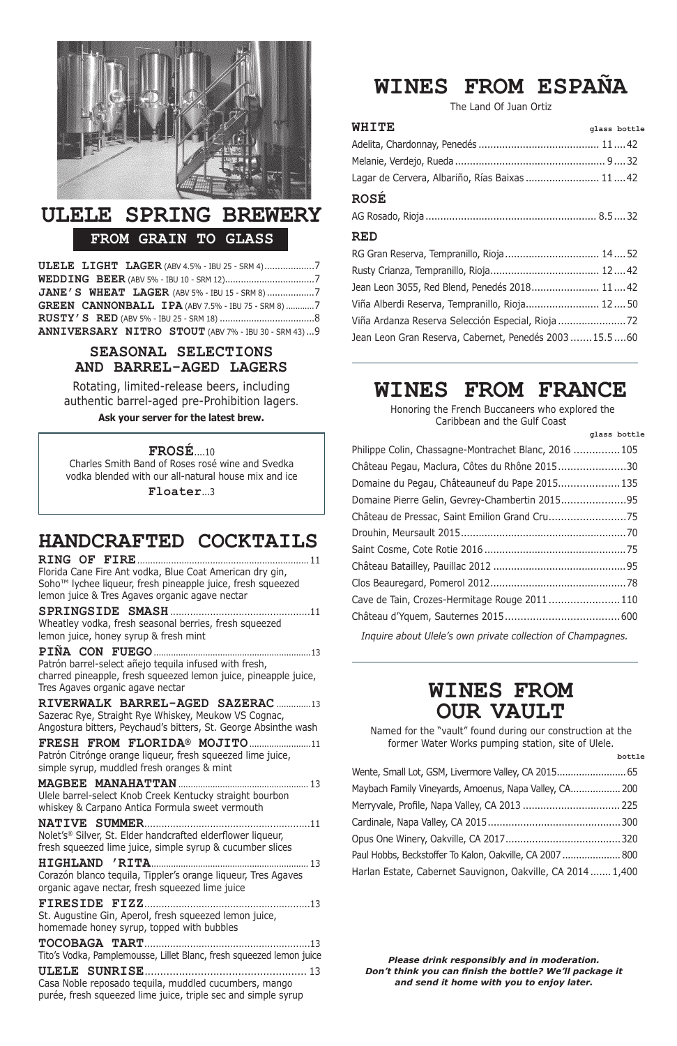# ULELE SPRING BREWERY

## FROM GRAIN TO GLASS

**ULELE LIGHT LAGER** (ABV 4.5% - IBU 25 - SRM 4) ... 7
**WEDDING BEER** (ABV 5% - IBU 10 - SRM 12) ... 7
**JANE'S WHEAT LAGER** (ABV 5% - IBU 15 - SRM 8) ... 7
**GREEN CANNONBALL IPA** (ABV 7.5% - IBU 75 - SRM 8) ... 7
**RUSTY'S RED** (ABV 5% - IBU 25 - SRM 18) ... 8
**ANNIVERSARY NITRO STOUT** (ABV 7% - IBU 30 - SRM 43) ... 9

### SEASONAL SELECTIONS AND BARREL-AGED LAGERS

Rotating, limited-release beers, including authentic barrel-aged pre-Prohibition lagers.

**Ask your server for the latest brew.**

**FROSÉ**....10
Charles Smith Band of Roses rosé wine and Svedka vodka blended with our all-natural house mix and ice
**Floater**...3

# HANDCRAFTED COCKTAILS

**RING OF FIRE** ... 11
Florida Cane Fire Ant vodka, Blue Coat American dry gin, Soho™ lychee liqueur, fresh pineapple juice, fresh squeezed lemon juice & Tres Agaves organic agave nectar

**SPRINGSIDE SMASH** ... 11
Wheatley vodka, fresh seasonal berries, fresh squeezed lemon juice, honey syrup & fresh mint

**PIÑA CON FUEGO** ... 13
Patrón barrel-select añejo tequila infused with fresh, charred pineapple, fresh squeezed lemon juice, pineapple juice, Tres Agaves organic agave nectar

**RIVERWALK BARREL-AGED SAZERAC** ... 13
Sazerac Rye, Straight Rye Whiskey, Meukow VS Cognac, Angostura bitters, Peychaud's bitters, St. George Absinthe wash

**FRESH FROM FLORIDA® MOJITO** ... 11
Patrón Citrónge orange liqueur, fresh squeezed lime juice, simple syrup, muddled fresh oranges & mint

**MAGBEE MANAHATTAN** ... 13
Ulele barrel-select Knob Creek Kentucky straight bourbon whiskey & Carpano Antica Formula sweet vermouth

**NATIVE SUMMER** ... 11
Nolet's® Silver, St. Elder handcrafted elderflower liqueur, fresh squeezed lime juice, simple syrup & cucumber slices

**HIGHLAND 'RITA** ... 13
Corazón blanco tequila, Tippler's orange liqueur, Tres Agaves organic agave nectar, fresh squeezed lime juice

**FIRESIDE FIZZ** ... 13
St. Augustine Gin, Aperol, fresh squeezed lemon juice, homemade honey syrup, topped with bubbles

**TOCOBAGA TART** ... 13
Tito's Vodka, Pamplemousse, Lillet Blanc, fresh squeezed lemon juice

**ULELE SUNRISE** ... 13
Casa Noble reposado tequila, muddled cucumbers, mango purée, fresh squeezed lime juice, triple sec and simple syrup

# WINES FROM ESPAÑA

The Land Of Juan Ortiz

| WHITE | glass | bottle |
|---|---|---|
| Adelita, Chardonnay, Penedés | 11 | 42 |
| Melanie, Verdejo, Rueda | 9 | 32 |
| Lagar de Cervera, Albariño, Rías Baixas | 11 | 42 |
| **ROSÉ** | | |
| AG Rosado, Rioja | 8.5 | 32 |
| **RED** | | |
| RG Gran Reserva, Tempranillo, Rioja | 14 | 52 |
| Rusty Crianza, Tempranillo, Rioja | 12 | 42 |
| Jean Leon 3055, Red Blend, Penedés 2018 | 11 | 42 |
| Viña Alberdi Reserva, Tempranillo, Rioja | 12 | 50 |
| Viña Ardanza Reserva Selección Especial, Rioja | | 72 |
| Jean Leon Gran Reserva, Cabernet, Penedés 2003 | 15.5 | 60 |

# WINES FROM FRANCE

Honoring the French Buccaneers who explored the Caribbean and the Gulf Coast

| | glass | bottle |
|---|---|---|
| Philippe Colin, Chassagne-Montrachet Blanc, 2016 | | 105 |
| Château Pegau, Maclura, Côtes du Rhône 2015 | | 30 |
| Domaine du Pegau, Châteauneuf du Pape 2015 | | 135 |
| Domaine Pierre Gelin, Gevrey-Chambertin 2015 | | 95 |
| Château de Pressac, Saint Emilion Grand Cru | | 75 |
| Drouhin, Meursault 2015 | | 70 |
| Saint Cosme, Cote Rotie 2016 | | 75 |
| Château Batailley, Pauillac 2012 | | 95 |
| Clos Beauregard, Pomerol 2012 | | 78 |
| Cave de Tain, Crozes-Hermitage Rouge 2011 | | 110 |
| Château d'Yquem, Sauternes 2015 | | 600 |

*Inquire about Ulele's own private collection of Champagnes.*

# WINES FROM OUR VAULT

Named for the "vault" found during our construction at the former Water Works pumping station, site of Ulele.

| | bottle |
|---|---|
| Wente, Small Lot, GSM, Livermore Valley, CA 2015 | 65 |
| Maybach Family Vineyards, Amoenus, Napa Valley, CA | 200 |
| Merryvale, Profile, Napa Valley, CA 2013 | 225 |
| Cardinale, Napa Valley, CA 2015 | 300 |
| Opus One Winery, Oakville, CA 2017 | 320 |
| Paul Hobbs, Beckstoffer To Kalon, Oakville, CA 2007 | 800 |
| Harlan Estate, Cabernet Sauvignon, Oakville, CA 2014 | 1,400 |

***Please drink responsibly and in moderation. Don't think you can finish the bottle? We'll package it and send it home with you to enjoy later.***